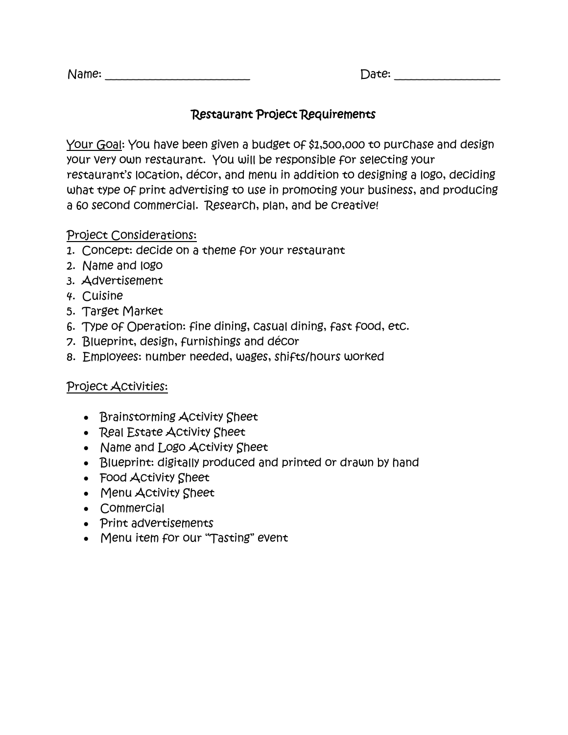Name: ________________________ Date: ________________

## Restaurant Project Requirements

Your Goal: You have been given a budget of $1,500,000 to purchase and design your very own restaurant. You will be responsible for selecting your restaurant's location, décor, and menu in addition to designing a logo, deciding what type of print advertising to use in promoting your business, and producing a 60 second commercial. Research, plan, and be creative!

Project Considerations:

1. Concept: decide on a theme for your restaurant
2. Name and logo
3. Advertisement
4. Cuisine
5. Target Market
6. Type of Operation: fine dining, casual dining, fast food, etc.
7. Blueprint, design, furnishings and décor
8. Employees: number needed, wages, shifts/hours worked

Project Activities:

- Brainstorming Activity Sheet
- Real Estate Activity Sheet
- Name and Logo Activity Sheet
- Blueprint: digitally produced and printed or drawn by hand
- Food Activity Sheet
- Menu Activity Sheet
- Commercial
- Print advertisements
- Menu item for our "Tasting" event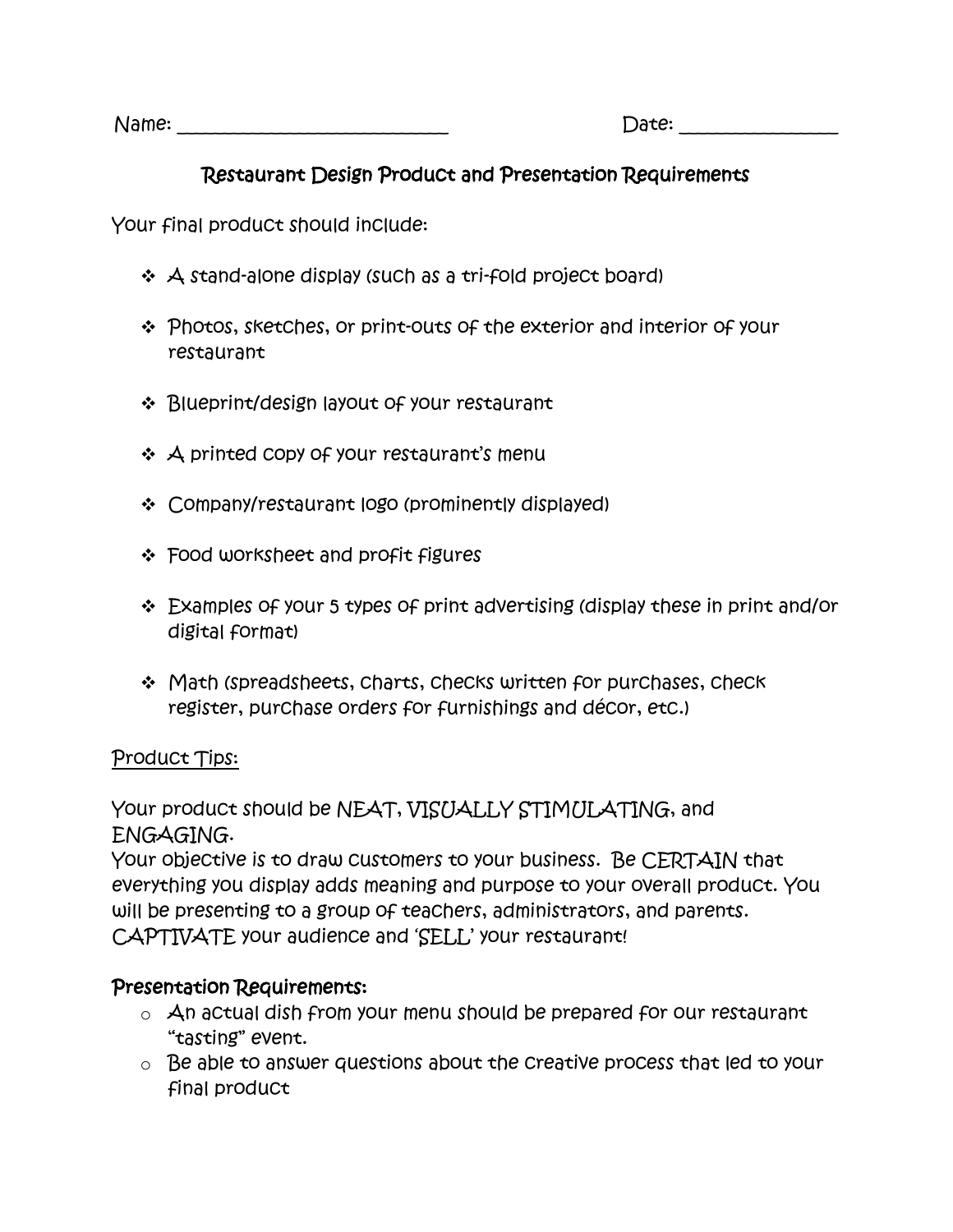Name: ___________________________ Date: _______________

## Restaurant Design Product and Presentation Requirements

Your final product should include:

- A stand-alone display (such as a tri-fold project board)
- Photos, sketches, or print-outs of the exterior and interior of your restaurant
- Blueprint/design layout of your restaurant
- A printed copy of your restaurant's menu
- Company/restaurant logo (prominently displayed)
- Food worksheet and profit figures
- Examples of your 5 types of print advertising (display these in print and/or digital format)
- Math (spreadsheets, charts, checks written for purchases, check register, purchase orders for furnishings and décor, etc.)

Product Tips:

Your product should be NEAT, VISUALLY STIMULATING, and ENGAGING.
Your objective is to draw customers to your business. Be CERTAIN that everything you display adds meaning and purpose to your overall product. You will be presenting to a group of teachers, administrators, and parents. CAPTIVATE your audience and 'SELL' your restaurant!

**Presentation Requirements:**

- An actual dish from your menu should be prepared for our restaurant "tasting" event.
- Be able to answer questions about the creative process that led to your final product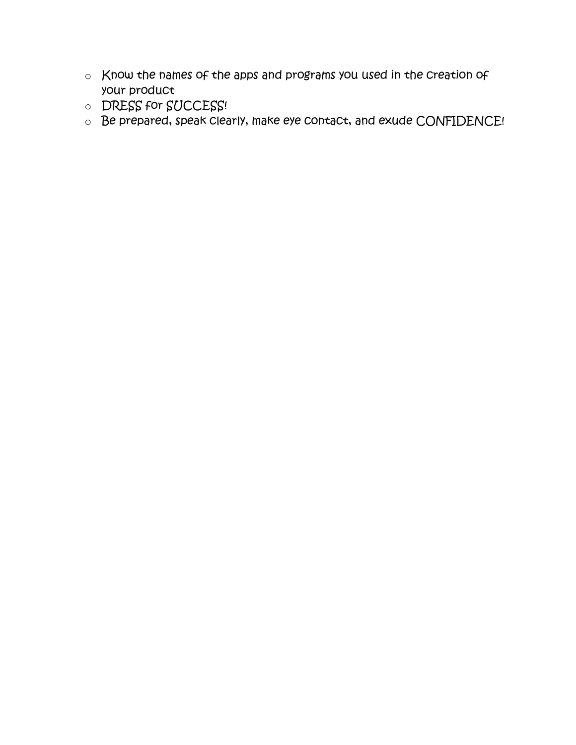- Know the names of the apps and programs you used in the creation of your product
- DRESS for SUCCESS!
- Be prepared, speak clearly, make eye contact, and exude CONFIDENCE!